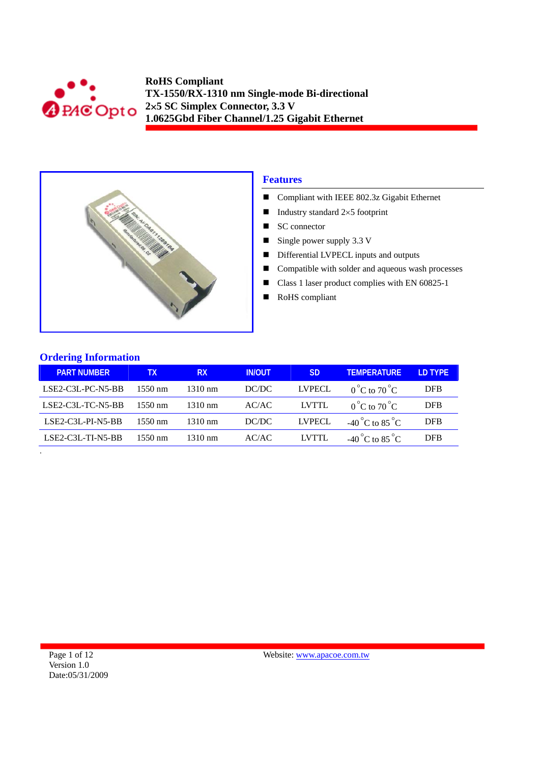**RoHS Compliant**
**TX-1550/RX-1310 nm Single-mode Bi-directional**
**2×5 SC Simplex Connector, 3.3 V**
**1.0625Gbd Fiber Channel/1.25 Gigabit Ethernet**

## Features

- Compliant with IEEE 802.3z Gigabit Ethernet
- Industry standard 2×5 footprint
- SC connector
- Single power supply 3.3 V
- Differential LVPECL inputs and outputs
- Compatible with solder and aqueous wash processes
- Class 1 laser product complies with EN 60825-1
- RoHS compliant

## Ordering Information

| PART NUMBER | TX | RX | IN/OUT | SD | TEMPERATURE | LD TYPE |
|---|---|---|---|---|---|---|
| LSE2-C3L-PC-N5-BB | 1550 nm | 1310 nm | DC/DC | LVPECL | 0 °C to 70 °C | DFB |
| LSE2-C3L-TC-N5-BB | 1550 nm | 1310 nm | AC/AC | LVTTL | 0 °C to 70 °C | DFB |
| LSE2-C3L-PI-N5-BB | 1550 nm | 1310 nm | DC/DC | LVPECL | -40 °C to 85 °C | DFB |
| LSE2-C3L-TI-N5-BB | 1550 nm | 1310 nm | AC/AC | LVTTL | -40 °C to 85 °C | DFB |

Version 1.0
Date:05/31/2009

Website: www.apacoe.com.tw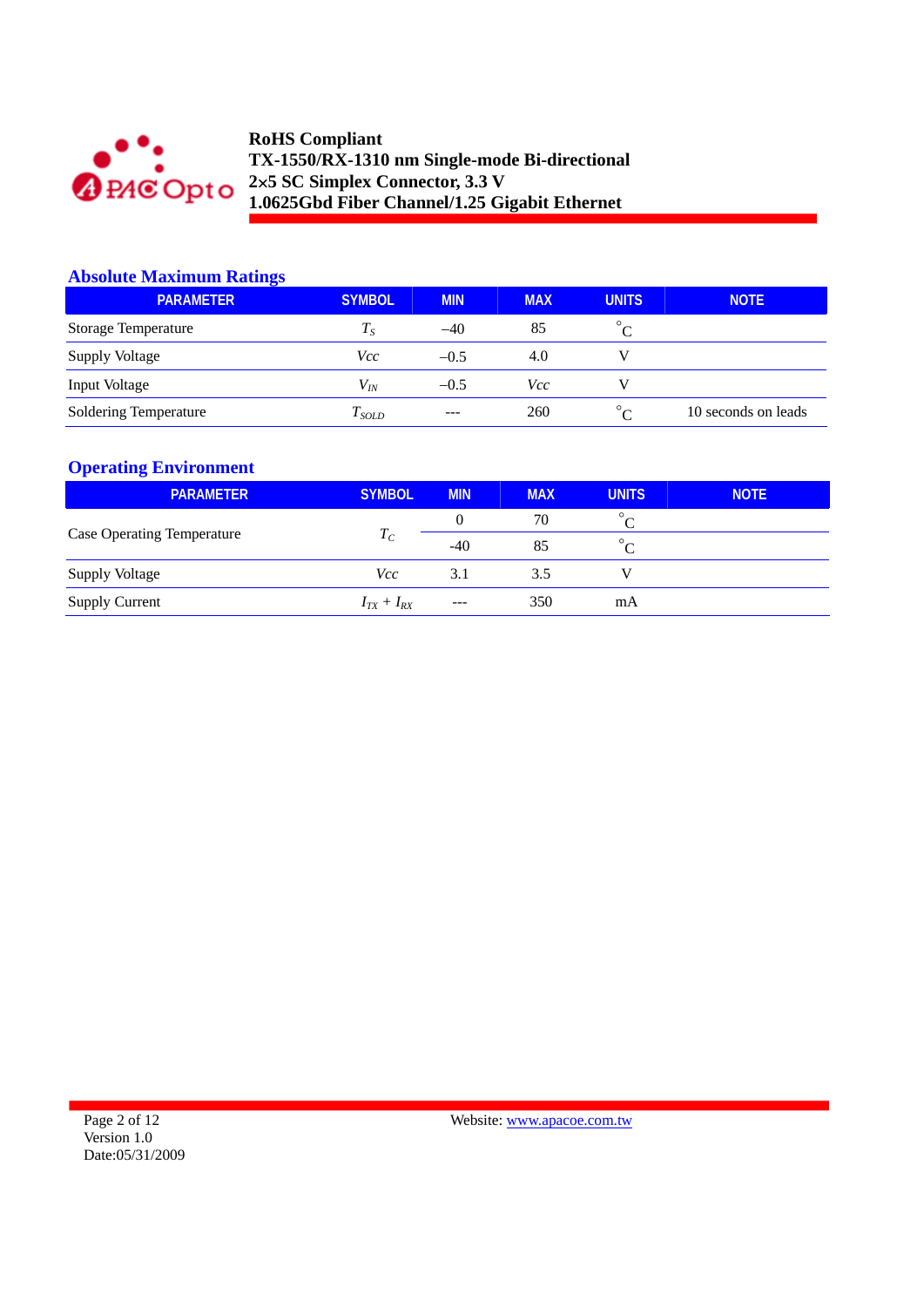## Absolute Maximum Ratings

| PARAMETER | SYMBOL | MIN | MAX | UNITS | NOTE |
|---|---|---|---|---|---|
| Storage Temperature | $T_S$ | –40 | 85 | °C | |
| Supply Voltage | $Vcc$ | –0.5 | 4.0 | V | |
| Input Voltage | $V_{IN}$ | –0.5 | $Vcc$ | V | |
| Soldering Temperature | $T_{SOLD}$ | --- | 260 | °C | 10 seconds on leads |

## Operating Environment

| PARAMETER | SYMBOL | MIN | MAX | UNITS | NOTE |
|---|---|---|---|---|---|
| Case Operating Temperature | $T_C$ | 0 | 70 | °C | |
| | | -40 | 85 | °C | |
| Supply Voltage | $Vcc$ | 3.1 | 3.5 | V | |
| Supply Current | $I_{TX} + I_{RX}$ | --- | 350 | mA | |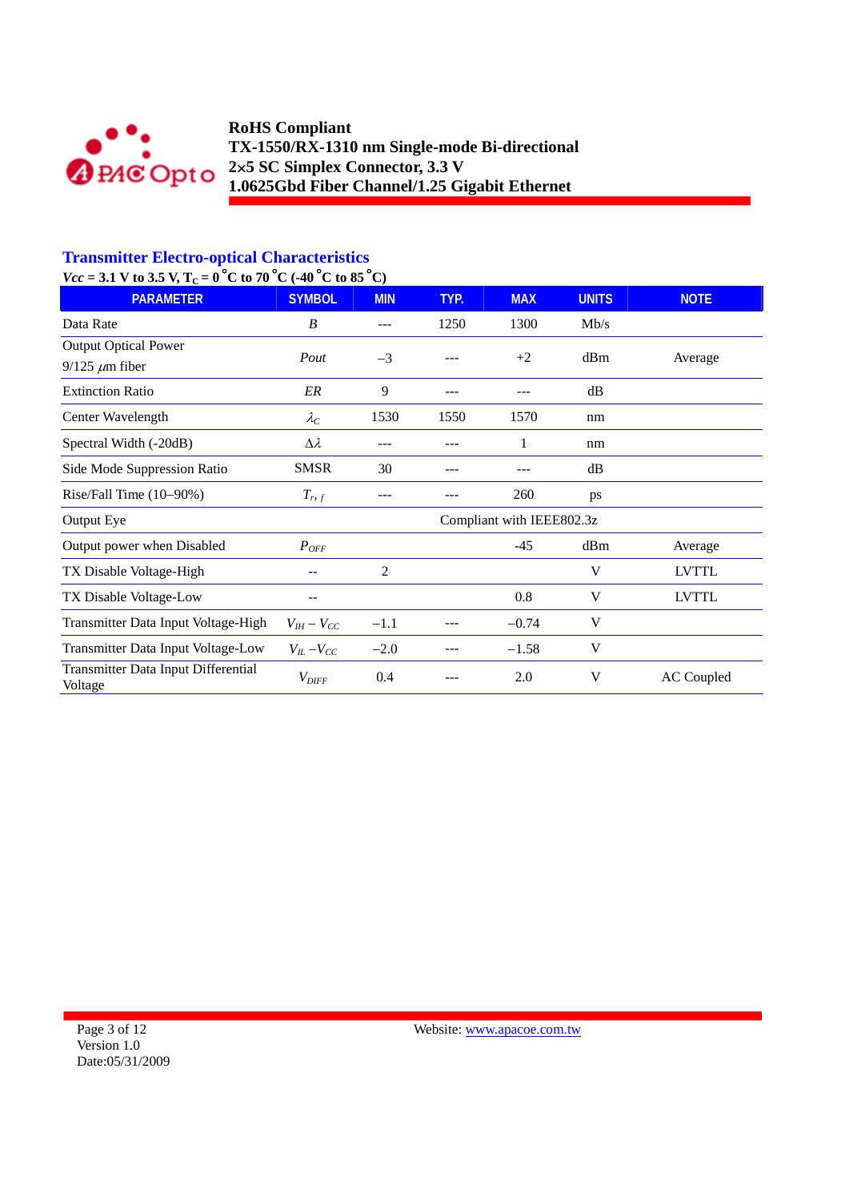## Transmitter Electro-optical Characteristics

***Vcc* = 3.1 V to 3.5 V, $T_C$ = 0 °C to 70 °C (-40 °C to 85 °C)**

| PARAMETER | SYMBOL | MIN | TYP. | MAX | UNITS | NOTE |
|---|---|---|---|---|---|---|
| Data Rate | *B* | --- | 1250 | 1300 | Mb/s | |
| Output Optical Power 9/125 $\mu$m fiber | *Pout* | –3 | --- | +2 | dBm | Average |
| Extinction Ratio | *ER* | 9 | --- | --- | dB | |
| Center Wavelength | $\lambda_C$ | 1530 | 1550 | 1570 | nm | |
| Spectral Width (-20dB) | $\Delta\lambda$ | --- | --- | 1 | nm | |
| Side Mode Suppression Ratio | SMSR | 30 | --- | --- | dB | |
| Rise/Fall Time (10–90%) | $T_{r,f}$ | --- | --- | 260 | ps | |
| Output Eye | Compliant with IEEE802.3z | | | | | |
| Output power when Disabled | $P_{OFF}$ | | | -45 | dBm | Average |
| TX Disable Voltage-High | -- | 2 | | | V | LVTTL |
| TX Disable Voltage-Low | -- | | | 0.8 | V | LVTTL |
| Transmitter Data Input Voltage-High | $V_{IH} - V_{CC}$ | –1.1 | --- | –0.74 | V | |
| Transmitter Data Input Voltage-Low | $V_{IL} - V_{CC}$ | –2.0 | --- | –1.58 | V | |
| Transmitter Data Input Differential Voltage | $V_{DIFF}$ | 0.4 | --- | 2.0 | V | AC Coupled |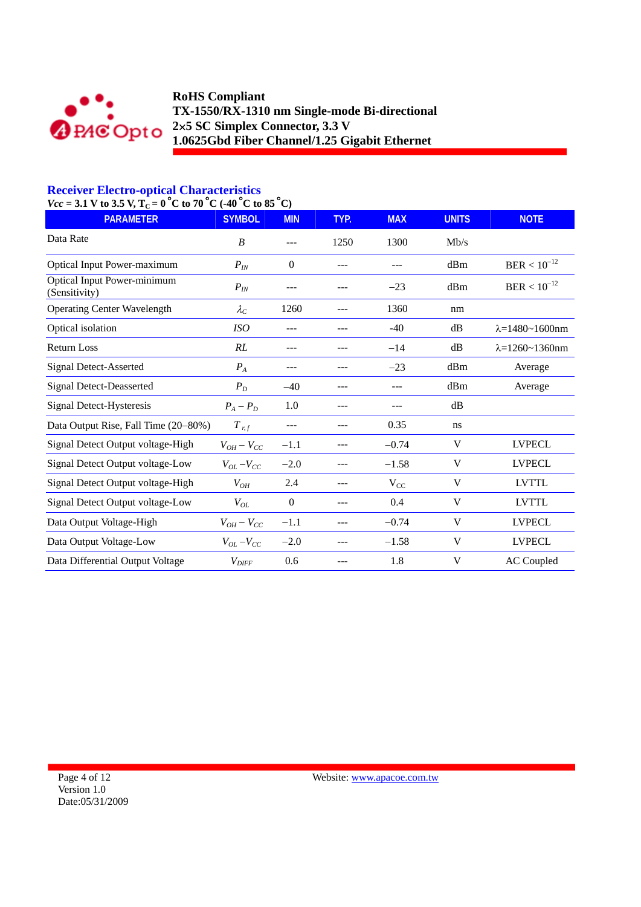## Receiver Electro-optical Characteristics

***Vcc* = 3.1 V to 3.5 V, $T_C$ = 0 °C to 70 °C (-40 °C to 85 °C)**

| PARAMETER | SYMBOL | MIN | TYP. | MAX | UNITS | NOTE |
|---|---|---|---|---|---|---|
| Data Rate | $B$ | --- | 1250 | 1300 | Mb/s | |
| Optical Input Power-maximum | $P_{IN}$ | 0 | --- | --- | dBm | BER < $10^{-12}$ |
| Optical Input Power-minimum (Sensitivity) | $P_{IN}$ | --- | --- | −23 | dBm | BER < $10^{-12}$ |
| Operating Center Wavelength | $\lambda_C$ | 1260 | --- | 1360 | nm | |
| Optical isolation | $ISO$ | --- | --- | -40 | dB | λ=1480~1600nm |
| Return Loss | $RL$ | --- | --- | −14 | dB | λ=1260~1360nm |
| Signal Detect-Asserted | $P_A$ | --- | --- | −23 | dBm | Average |
| Signal Detect-Deasserted | $P_D$ | −40 | --- | --- | dBm | Average |
| Signal Detect-Hysteresis | $P_A - P_D$ | 1.0 | --- | --- | dB | |
| Data Output Rise, Fall Time (20–80%) | $T_{r,f}$ | --- | --- | 0.35 | ns | |
| Signal Detect Output voltage-High | $V_{OH} - V_{CC}$ | −1.1 | --- | −0.74 | V | LVPECL |
| Signal Detect Output voltage-Low | $V_{OL} - V_{CC}$ | −2.0 | --- | −1.58 | V | LVPECL |
| Signal Detect Output voltage-High | $V_{OH}$ | 2.4 | --- | $V_{CC}$ | V | LVTTL |
| Signal Detect Output voltage-Low | $V_{OL}$ | 0 | --- | 0.4 | V | LVTTL |
| Data Output Voltage-High | $V_{OH} - V_{CC}$ | −1.1 | --- | −0.74 | V | LVPECL |
| Data Output Voltage-Low | $V_{OL} - V_{CC}$ | −2.0 | --- | −1.58 | V | LVPECL |
| Data Differential Output Voltage | $V_{DIFF}$ | 0.6 | --- | 1.8 | V | AC Coupled |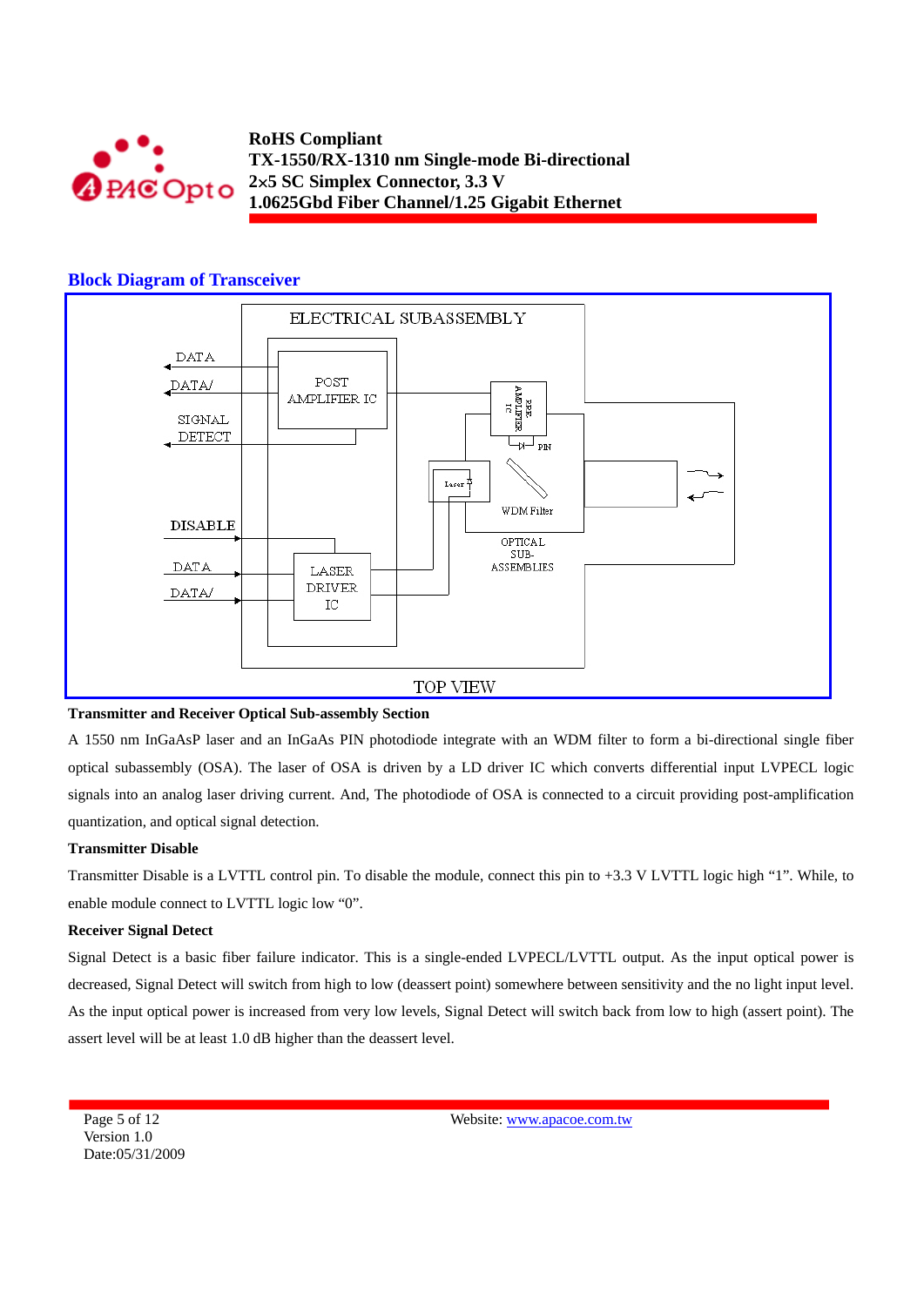## Block Diagram of Transceiver

ELECTRICAL SUBASSEMBLY

DATA
DATA/
SIGNAL DETECT
DISABLE
DATA
DATA/

POST AMPLIFIER IC

LASER DRIVER IC

PRE-AMPLIFIER IC

PIN

Laser

WDM Filter

OPTICAL SUB-ASSEMBLIES

TOP VIEW

**Transmitter and Receiver Optical Sub-assembly Section**

A 1550 nm InGaAsP laser and an InGaAs PIN photodiode integrate with an WDM filter to form a bi-directional single fiber optical subassembly (OSA). The laser of OSA is driven by a LD driver IC which converts differential input LVPECL logic signals into an analog laser driving current. And, The photodiode of OSA is connected to a circuit providing post-amplification quantization, and optical signal detection.

**Transmitter Disable**

Transmitter Disable is a LVTTL control pin. To disable the module, connect this pin to +3.3 V LVTTL logic high "1". While, to enable module connect to LVTTL logic low "0".

**Receiver Signal Detect**

Signal Detect is a basic fiber failure indicator. This is a single-ended LVPECL/LVTTL output. As the input optical power is decreased, Signal Detect will switch from high to low (deassert point) somewhere between sensitivity and the no light input level. As the input optical power is increased from very low levels, Signal Detect will switch back from low to high (assert point). The assert level will be at least 1.0 dB higher than the deassert level.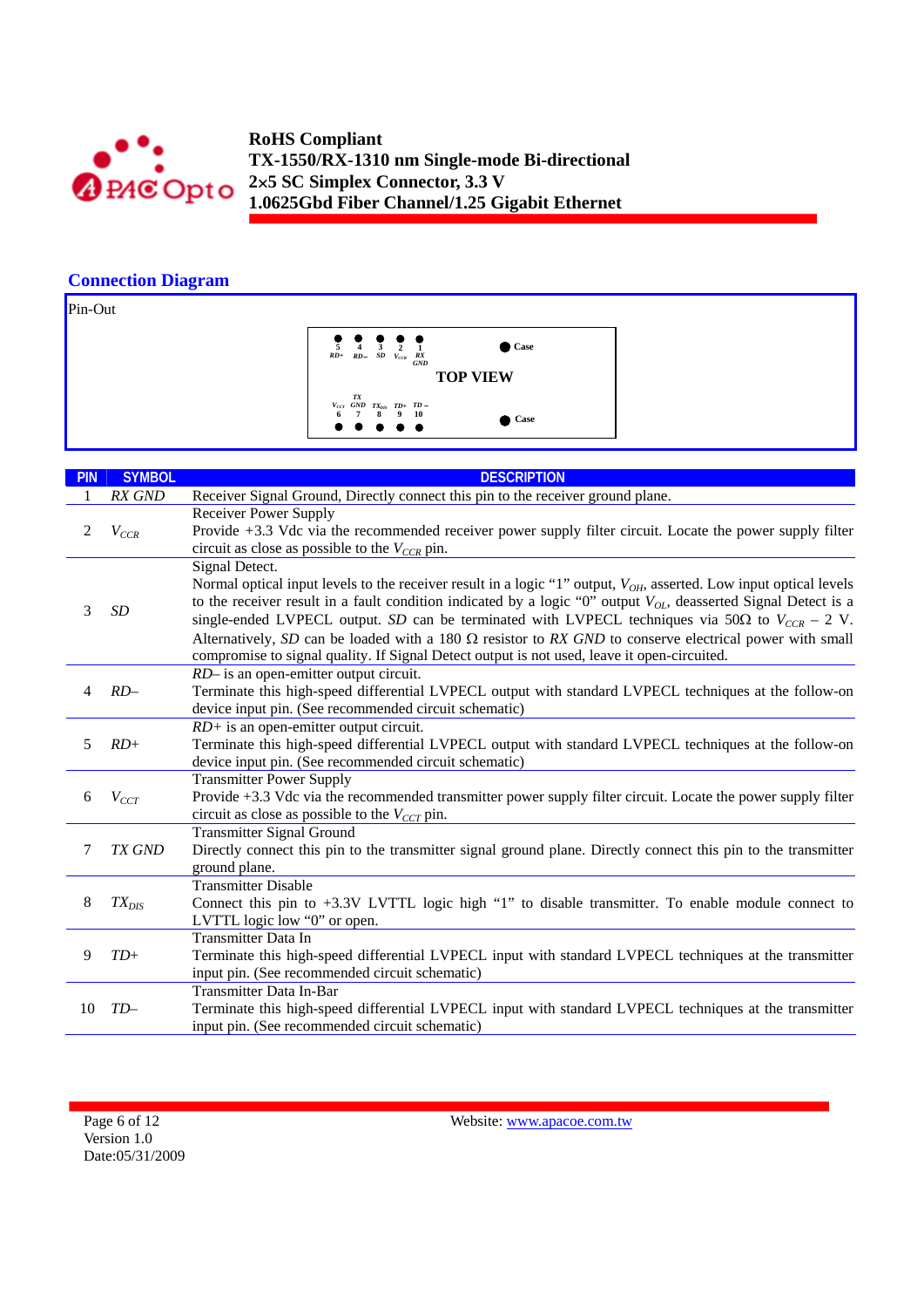## Connection Diagram

Pin-Out

| | | | | | |
|---|---|---|---|---|---|
| 5 RD+ | 4 RD– | 3 SD | 2 $V_{CCR}$ | 1 RX GND | Case |
| | | TOP VIEW | | | |
| 6 $V_{CCT}$ | 7 TX GND | 8 $TX_{DIS}$ | 9 TD+ | 10 TD – | Case |

| PIN | SYMBOL | DESCRIPTION |
|---|---|---|
| 1 | *RX GND* | Receiver Signal Ground, Directly connect this pin to the receiver ground plane. |
| 2 | $V_{CCR}$ | Receiver Power Supply<br>Provide +3.3 Vdc via the recommended receiver power supply filter circuit. Locate the power supply filter circuit as close as possible to the $V_{CCR}$ pin. |
| 3 | *SD* | Signal Detect.<br>Normal optical input levels to the receiver result in a logic "1" output, $V_{OH}$, asserted. Low input optical levels to the receiver result in a fault condition indicated by a logic "0" output $V_{OL}$, deasserted Signal Detect is a single-ended LVPECL output. *SD* can be terminated with LVPECL techniques via 50Ω to $V_{CCR} - 2$ V. Alternatively, *SD* can be loaded with a 180 Ω resistor to *RX GND* to conserve electrical power with small compromise to signal quality. If Signal Detect output is not used, leave it open-circuited. |
| 4 | *RD–* | *RD–* is an open-emitter output circuit.<br>Terminate this high-speed differential LVPECL output with standard LVPECL techniques at the follow-on device input pin. (See recommended circuit schematic) |
| 5 | *RD+* | *RD+* is an open-emitter output circuit.<br>Terminate this high-speed differential LVPECL output with standard LVPECL techniques at the follow-on device input pin. (See recommended circuit schematic) |
| 6 | $V_{CCT}$ | Transmitter Power Supply<br>Provide +3.3 Vdc via the recommended transmitter power supply filter circuit. Locate the power supply filter circuit as close as possible to the $V_{CCT}$ pin. |
| 7 | *TX GND* | Transmitter Signal Ground<br>Directly connect this pin to the transmitter signal ground plane. Directly connect this pin to the transmitter ground plane. |
| 8 | $TX_{DIS}$ | Transmitter Disable<br>Connect this pin to +3.3V LVTTL logic high "1" to disable transmitter. To enable module connect to LVTTL logic low "0" or open. |
| 9 | *TD+* | Transmitter Data In<br>Terminate this high-speed differential LVPECL input with standard LVPECL techniques at the transmitter input pin. (See recommended circuit schematic) |
| 10 | *TD–* | Transmitter Data In-Bar<br>Terminate this high-speed differential LVPECL input with standard LVPECL techniques at the transmitter input pin. (See recommended circuit schematic) |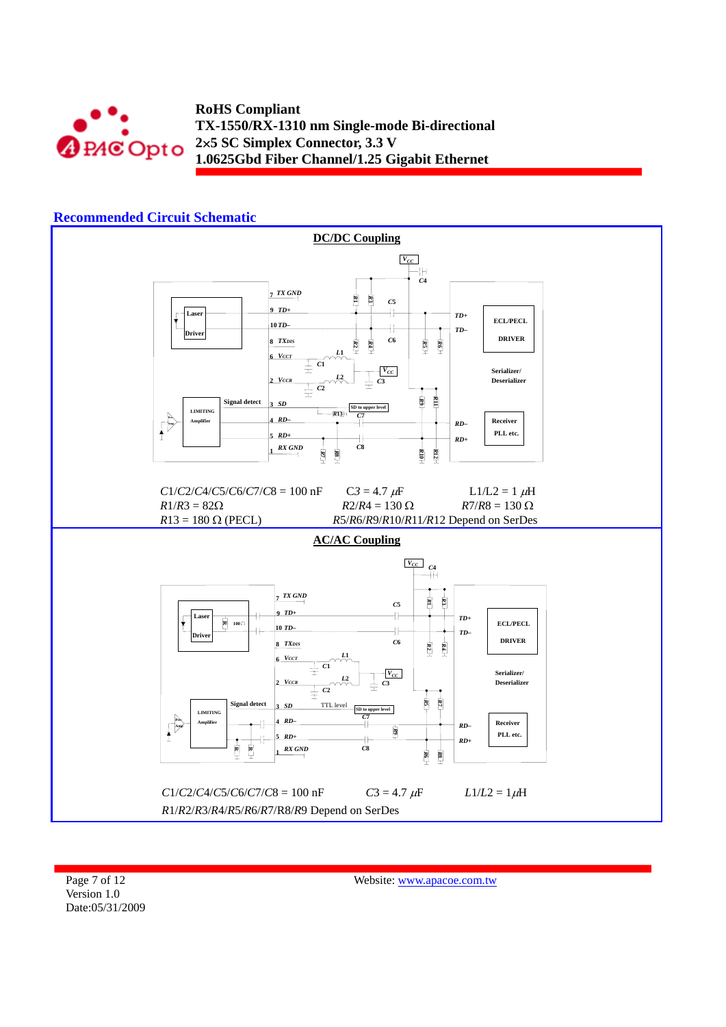## Recommended Circuit Schematic

**DC/DC Coupling**

$C1/C2/C4/C5/C6/C7/C8$ = 100 nF $C3$ = 4.7 $\mu$F L1/L2 = 1 $\mu$H

$R1/R3$ = 82Ω $R2$/R4 = 130 Ω $R7/R8$ = 130 Ω

$R13$ = 180 Ω (PECL) $R5/R6/R9/R10/R11/R12$ Depend on SerDes

**AC/AC Coupling**

$C1/C2/C4/C5/C6/C7/C8$ = 100 nF $C3$ = 4.7 $\mu$F $L1/L2$ = 1$\mu$H

$R1/R2/R3/R4/R5/R6/R7/R8/R9$ Depend on SerDes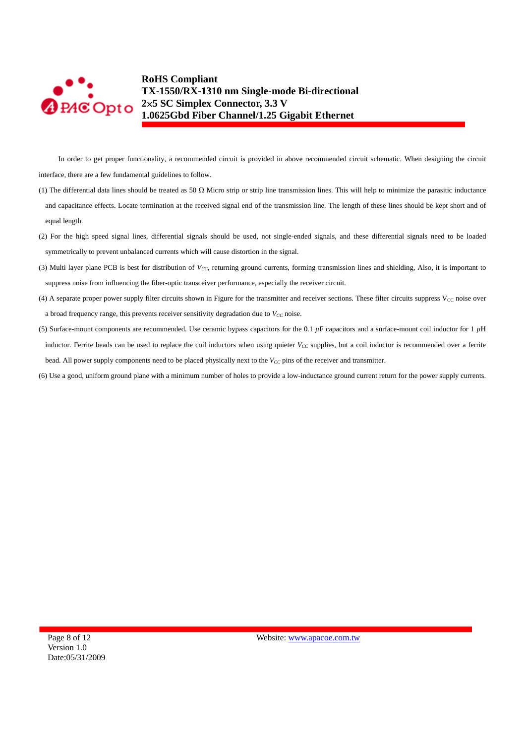In order to get proper functionality, a recommended circuit is provided in above recommended circuit schematic. When designing the circuit interface, there are a few fundamental guidelines to follow.

(1) The differential data lines should be treated as 50 Ω Micro strip or strip line transmission lines. This will help to minimize the parasitic inductance and capacitance effects. Locate termination at the received signal end of the transmission line. The length of these lines should be kept short and of equal length.

(2) For the high speed signal lines, differential signals should be used, not single-ended signals, and these differential signals need to be loaded symmetrically to prevent unbalanced currents which will cause distortion in the signal.

(3) Multi layer plane PCB is best for distribution of $V_{CC}$, returning ground currents, forming transmission lines and shielding, Also, it is important to suppress noise from influencing the fiber-optic transceiver performance, especially the receiver circuit.

(4) A separate proper power supply filter circuits shown in Figure for the transmitter and receiver sections. These filter circuits suppress $V_{CC}$ noise over a broad frequency range, this prevents receiver sensitivity degradation due to $V_{CC}$ noise.

(5) Surface-mount components are recommended. Use ceramic bypass capacitors for the 0.1 $\mu$F capacitors and a surface-mount coil inductor for 1 $\mu$H inductor. Ferrite beads can be used to replace the coil inductors when using quieter $V_{CC}$ supplies, but a coil inductor is recommended over a ferrite bead. All power supply components need to be placed physically next to the $V_{CC}$ pins of the receiver and transmitter.

(6) Use a good, uniform ground plane with a minimum number of holes to provide a low-inductance ground current return for the power supply currents.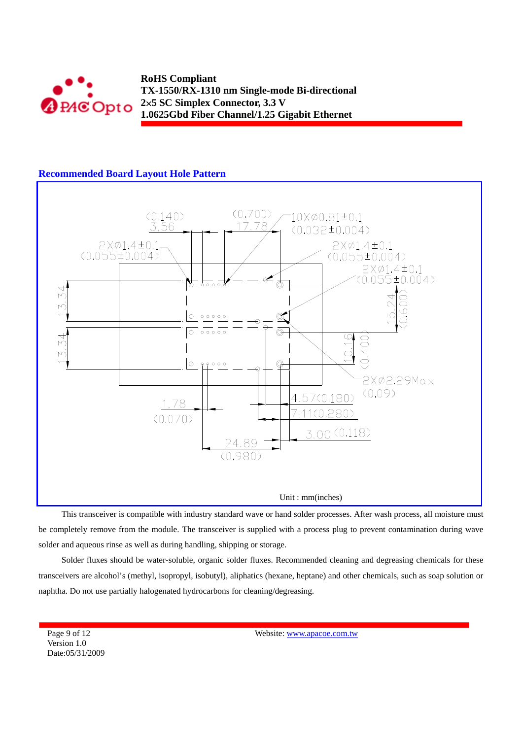## Recommended Board Layout Hole Pattern

Unit : mm(inches)

This transceiver is compatible with industry standard wave or hand solder processes. After wash process, all moisture must be completely remove from the module. The transceiver is supplied with a process plug to prevent contamination during wave solder and aqueous rinse as well as during handling, shipping or storage.

Solder fluxes should be water-soluble, organic solder fluxes. Recommended cleaning and degreasing chemicals for these transceivers are alcohol's (methyl, isopropyl, isobutyl), aliphatics (hexane, heptane) and other chemicals, such as soap solution or naphtha. Do not use partially halogenated hydrocarbons for cleaning/degreasing.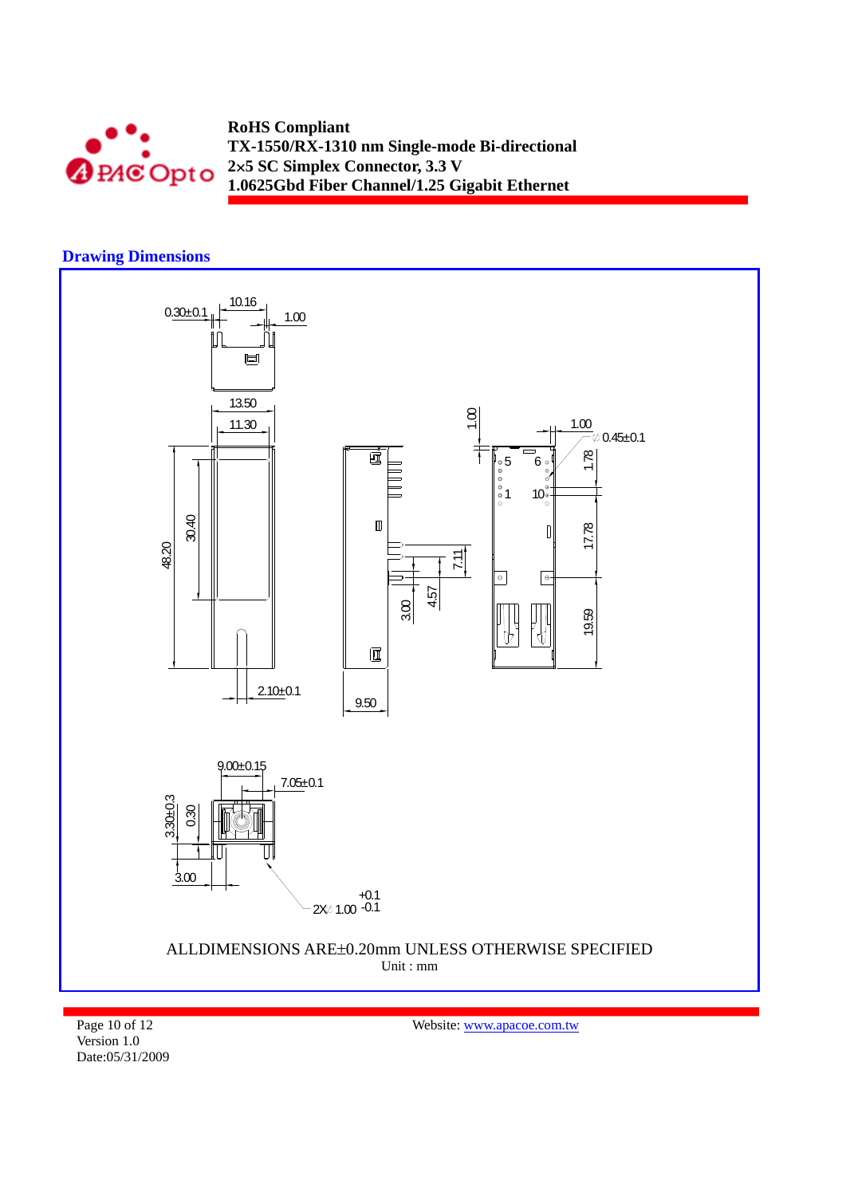## Drawing Dimensions

ALLDIMENSIONS ARE±0.20mm UNLESS OTHERWISE SPECIFIED

Unit : mm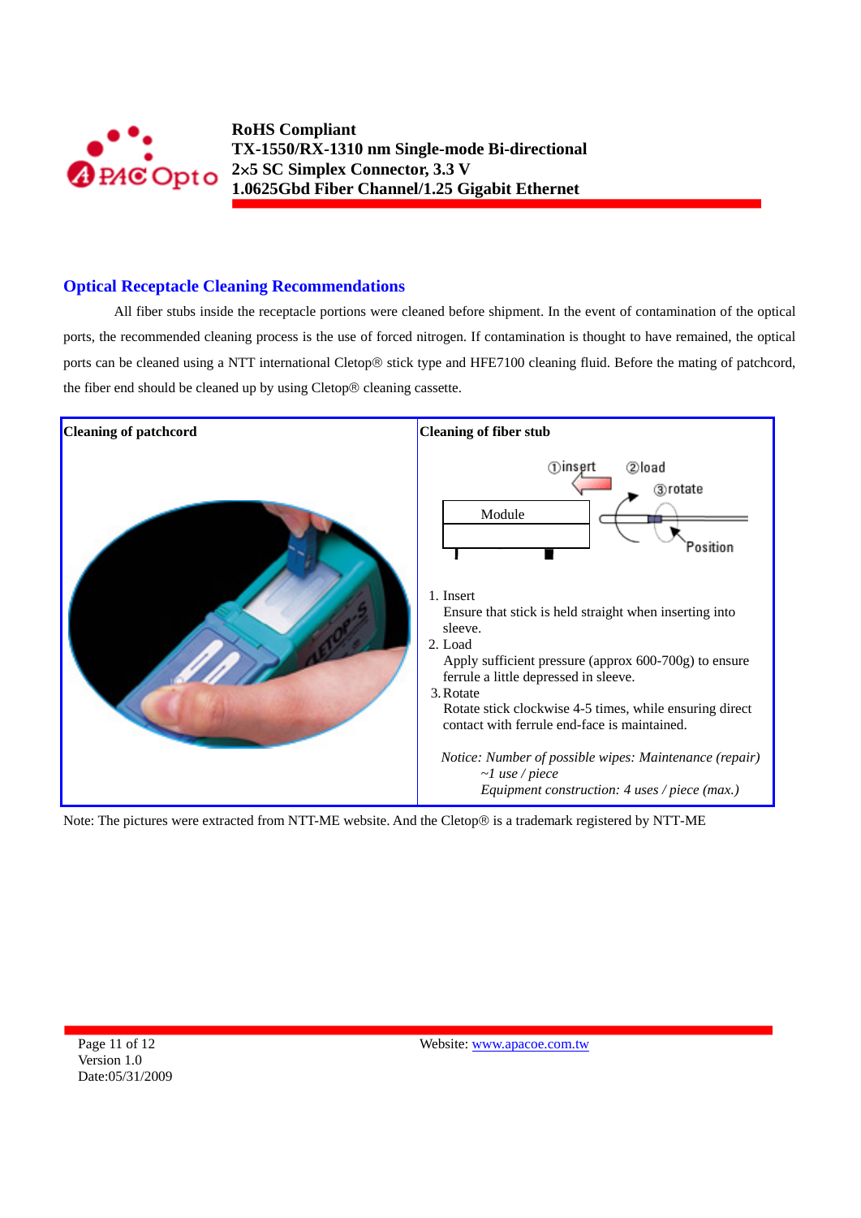## Optical Receptacle Cleaning Recommendations

All fiber stubs inside the receptacle portions were cleaned before shipment. In the event of contamination of the optical ports, the recommended cleaning process is the use of forced nitrogen. If contamination is thought to have remained, the optical ports can be cleaned using a NTT international Cletop® stick type and HFE7100 cleaning fluid. Before the mating of patchcord, the fiber end should be cleaned up by using Cletop® cleaning cassette.

| Cleaning of patchcord | Cleaning of fiber stub |
|---|---|
| | ①insert ②load ③rotate Module Position<br><br>1. Insert<br>Ensure that stick is held straight when inserting into sleeve.<br>2. Load<br>Apply sufficient pressure (approx 600-700g) to ensure ferrule a little depressed in sleeve.<br>3. Rotate<br>Rotate stick clockwise 4-5 times, while ensuring direct contact with ferrule end-face is maintained.<br><br>*Notice: Number of possible wipes: Maintenance (repair) ~1 use / piece*<br>*Equipment construction: 4 uses / piece (max.)* |

Note: The pictures were extracted from NTT-ME website. And the Cletop® is a trademark registered by NTT-ME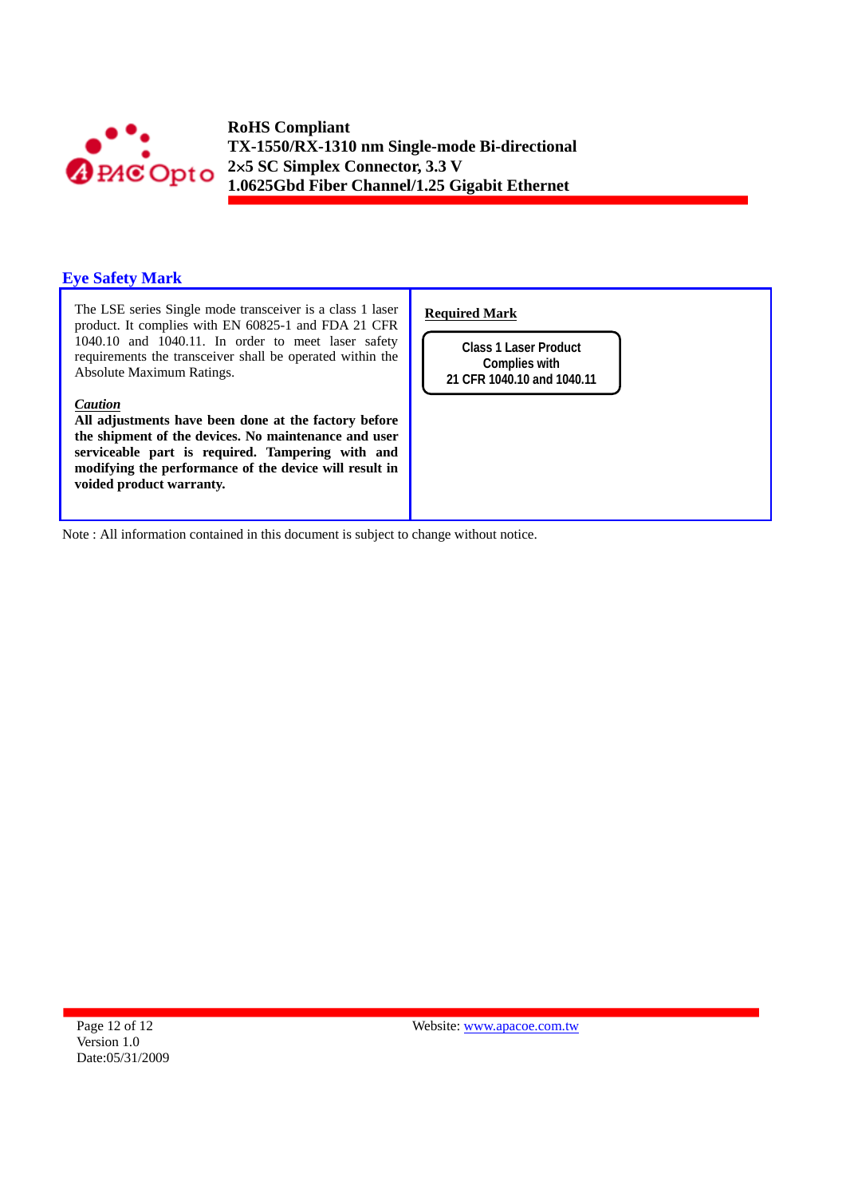## Eye Safety Mark

| | |
|---|---|
| The LSE series Single mode transceiver is a class 1 laser product. It complies with EN 60825-1 and FDA 21 CFR 1040.10 and 1040.11. In order to meet laser safety requirements the transceiver shall be operated within the Absolute Maximum Ratings.<br><br>***Caution***<br>**All adjustments have been done at the factory before the shipment of the devices. No maintenance and user serviceable part is required. Tampering with and modifying the performance of the device will result in voided product warranty.** | **Required Mark**<br><br>**Class 1 Laser Product**<br>**Complies with**<br>**21 CFR 1040.10 and 1040.11** |

Note : All information contained in this document is subject to change without notice.